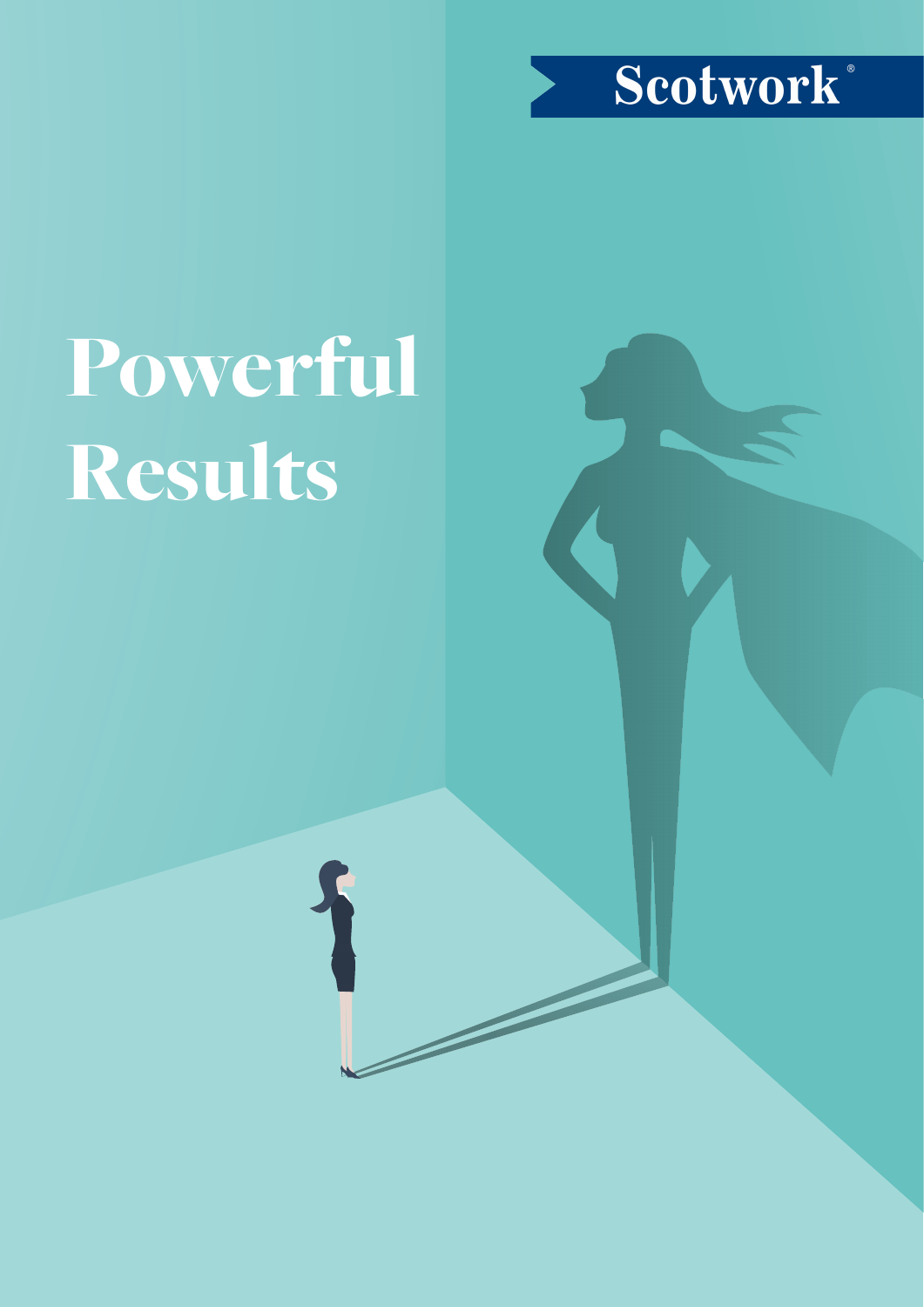Scotwork®

# Powerful Results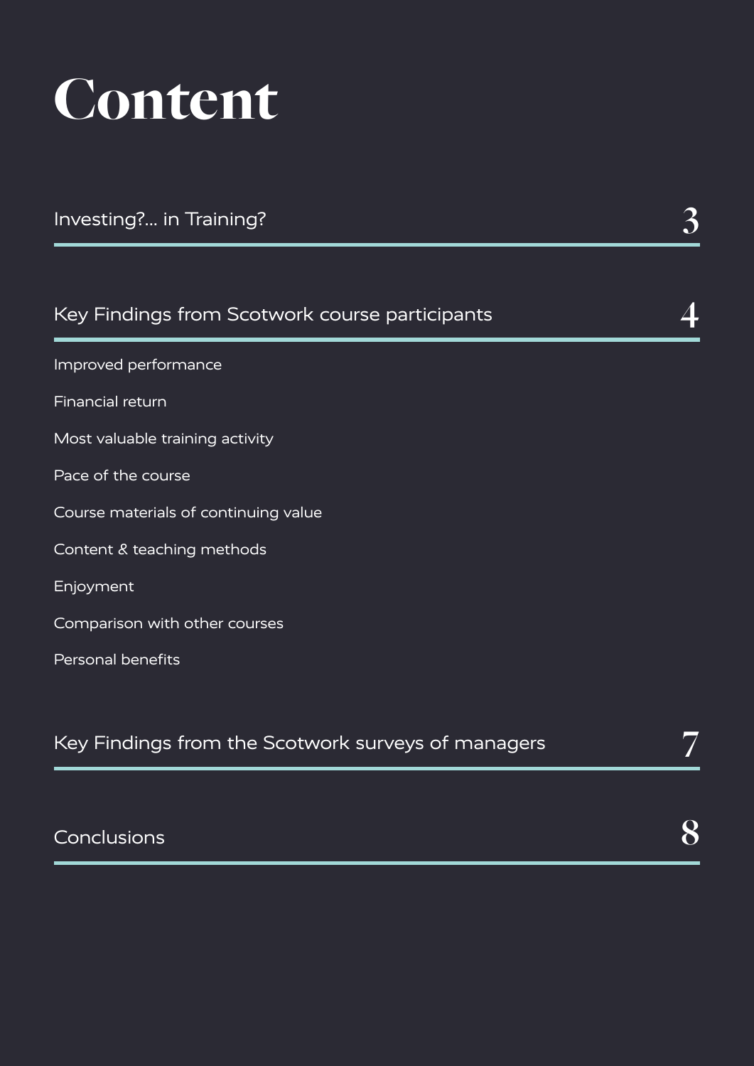# Content

Investing?... in Training? 3

Key Findings from Scotwork course participants 4

- Improved performance
- Financial return
- Most valuable training activity
- Pace of the course
- Course materials of continuing value
- Content & teaching methods
- Enjoyment
- Comparison with other courses
- Personal benefits

Key Findings from the Scotwork surveys of managers 7

Conclusions 8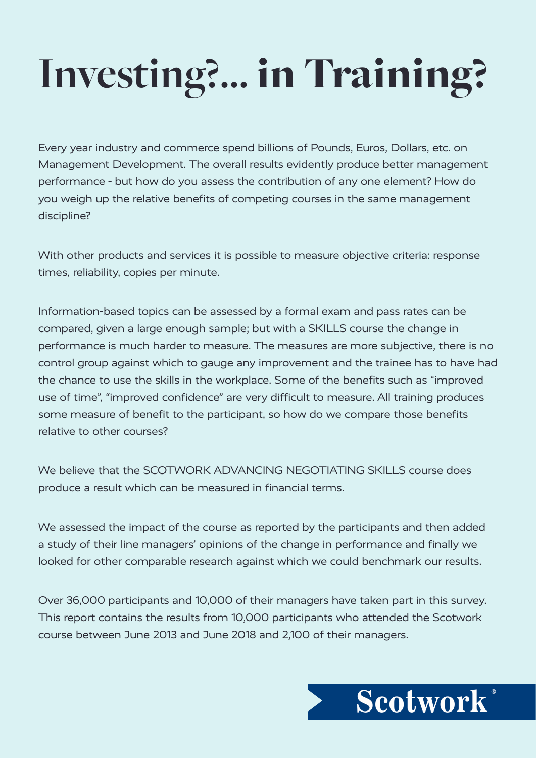# Investing?... in Training?

Every year industry and commerce spend billions of Pounds, Euros, Dollars, etc. on Management Development. The overall results evidently produce better management performance - but how do you assess the contribution of any one element? How do you weigh up the relative benefits of competing courses in the same management discipline?

With other products and services it is possible to measure objective criteria: response times, reliability, copies per minute.

Information-based topics can be assessed by a formal exam and pass rates can be compared, given a large enough sample; but with a SKILLS course the change in performance is much harder to measure. The measures are more subjective, there is no control group against which to gauge any improvement and the trainee has to have had the chance to use the skills in the workplace. Some of the benefits such as "improved use of time", "improved confidence" are very difficult to measure. All training produces some measure of benefit to the participant, so how do we compare those benefits relative to other courses?

We believe that the SCOTWORK ADVANCING NEGOTIATING SKILLS course does produce a result which can be measured in financial terms.

We assessed the impact of the course as reported by the participants and then added a study of their line managers' opinions of the change in performance and finally we looked for other comparable research against which we could benchmark our results.

Over 36,000 participants and 10,000 of their managers have taken part in this survey. This report contains the results from 10,000 participants who attended the Scotwork course between June 2013 and June 2018 and 2,100 of their managers.

Scotwork®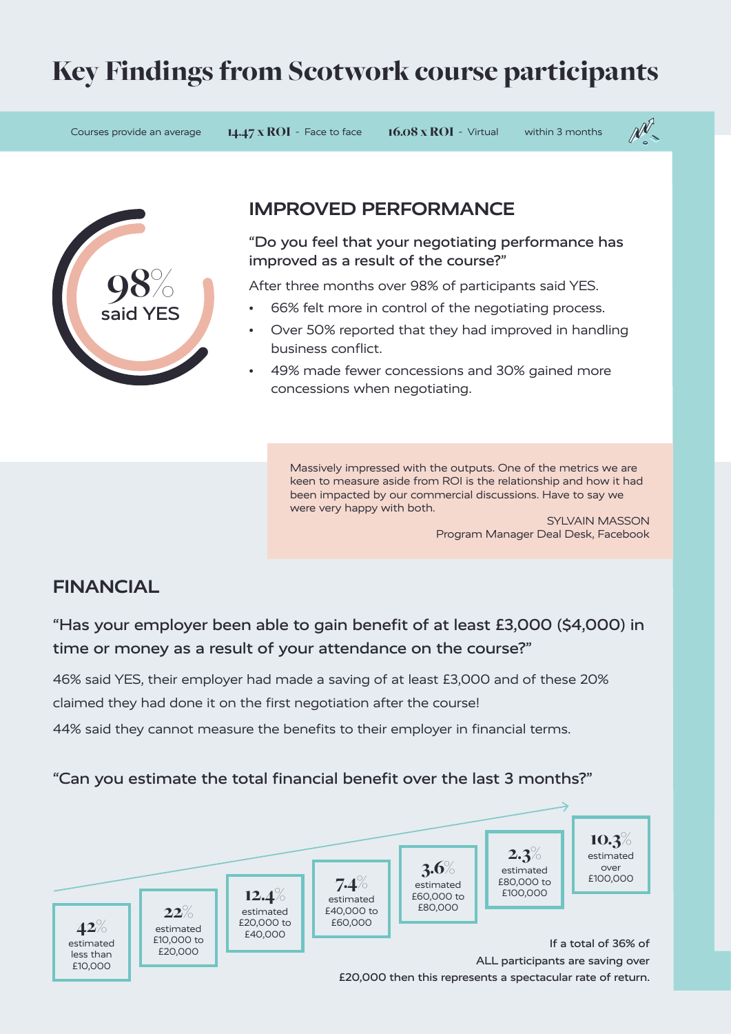# Key Findings from Scotwork course participants

Courses provide an average **14.47 x ROI** - Face to face **16.08 x ROI** - Virtual within 3 months

**98%** said YES

## IMPROVED PERFORMANCE

"Do you feel that your negotiating performance has improved as a result of the course?"

After three months over 98% of participants said YES.

- 66% felt more in control of the negotiating process.
- Over 50% reported that they had improved in handling business conflict.
- 49% made fewer concessions and 30% gained more concessions when negotiating.

> Massively impressed with the outputs. One of the metrics we are keen to measure aside from ROI is the relationship and how it had been impacted by our commercial discussions. Have to say we were very happy with both.
>
> SYLVAIN MASSON
> Program Manager Deal Desk, Facebook

## FINANCIAL

"Has your employer been able to gain benefit of at least £3,000 ($4,000) in time or money as a result of your attendance on the course?"

46% said YES, their employer had made a saving of at least £3,000 and of these 20% claimed they had done it on the first negotiation after the course!

44% said they cannot measure the benefits to their employer in financial terms.

"Can you estimate the total financial benefit over the last 3 months?"

- **42%** estimated less than £10,000
- **22%** estimated £10,000 to £20,000
- **12.4%** estimated £20,000 to £40,000
- **7.4%** estimated £40,000 to £60,000
- **3.6%** estimated £60,000 to £80,000
- **2.3%** estimated £80,000 to £100,000
- **10.3%** estimated over £100,000

If a total of 36% of ALL participants are saving over £20,000 then this represents a spectacular rate of return.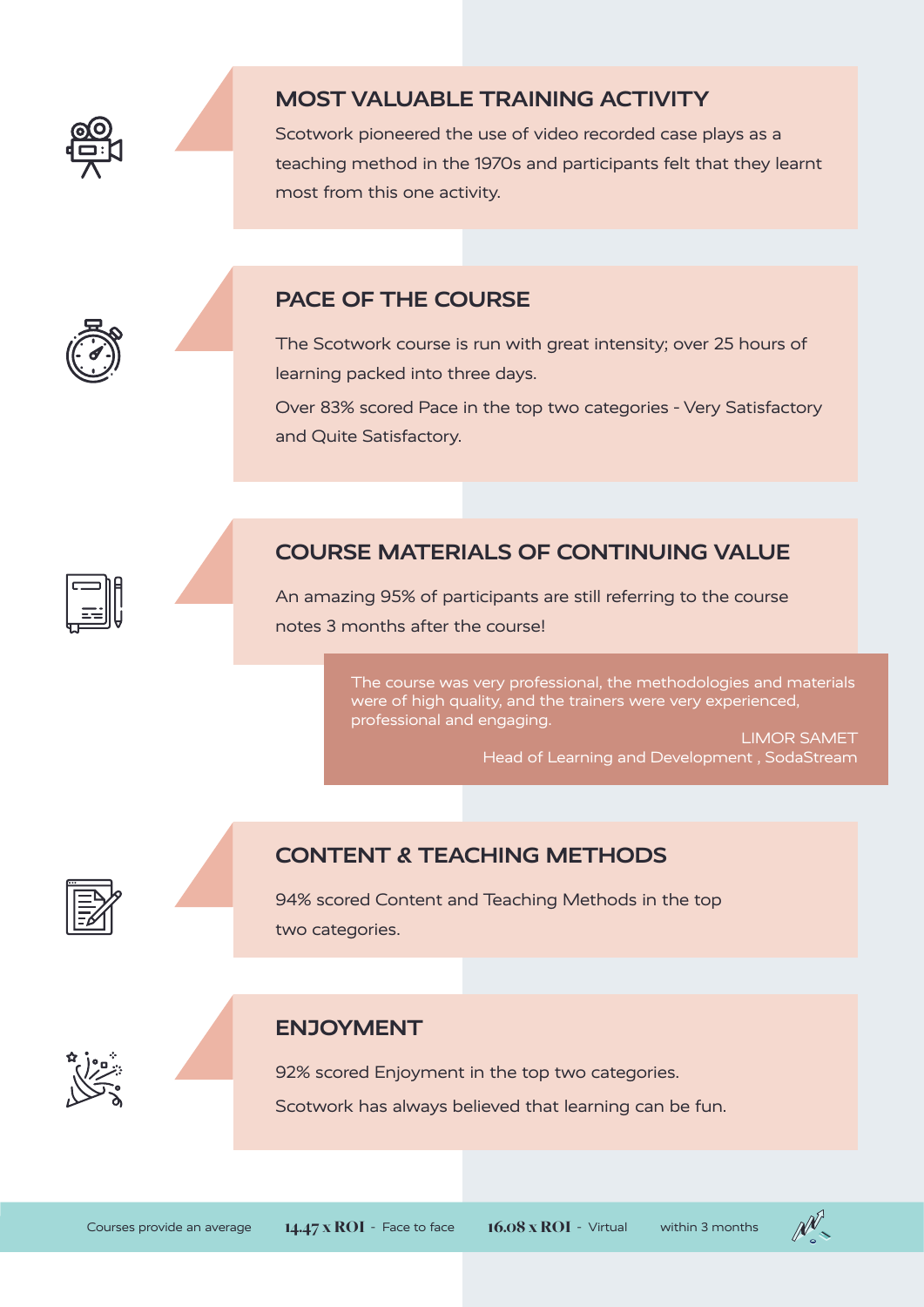## MOST VALUABLE TRAINING ACTIVITY

Scotwork pioneered the use of video recorded case plays as a teaching method in the 1970s and participants felt that they learnt most from this one activity.

## PACE OF THE COURSE

The Scotwork course is run with great intensity; over 25 hours of learning packed into three days.

Over 83% scored Pace in the top two categories - Very Satisfactory and Quite Satisfactory.

## COURSE MATERIALS OF CONTINUING VALUE

An amazing 95% of participants are still referring to the course notes 3 months after the course!

> The course was very professional, the methodologies and materials were of high quality, and the trainers were very experienced, professional and engaging.
>
> LIMOR SAMET
> Head of Learning and Development , SodaStream

## CONTENT & TEACHING METHODS

94% scored Content and Teaching Methods in the top two categories.

## ENJOYMENT

92% scored Enjoyment in the top two categories.

Scotwork has always believed that learning can be fun.

Courses provide an average **14.47 x ROI** - Face to face **16.08 x ROI** - Virtual within 3 months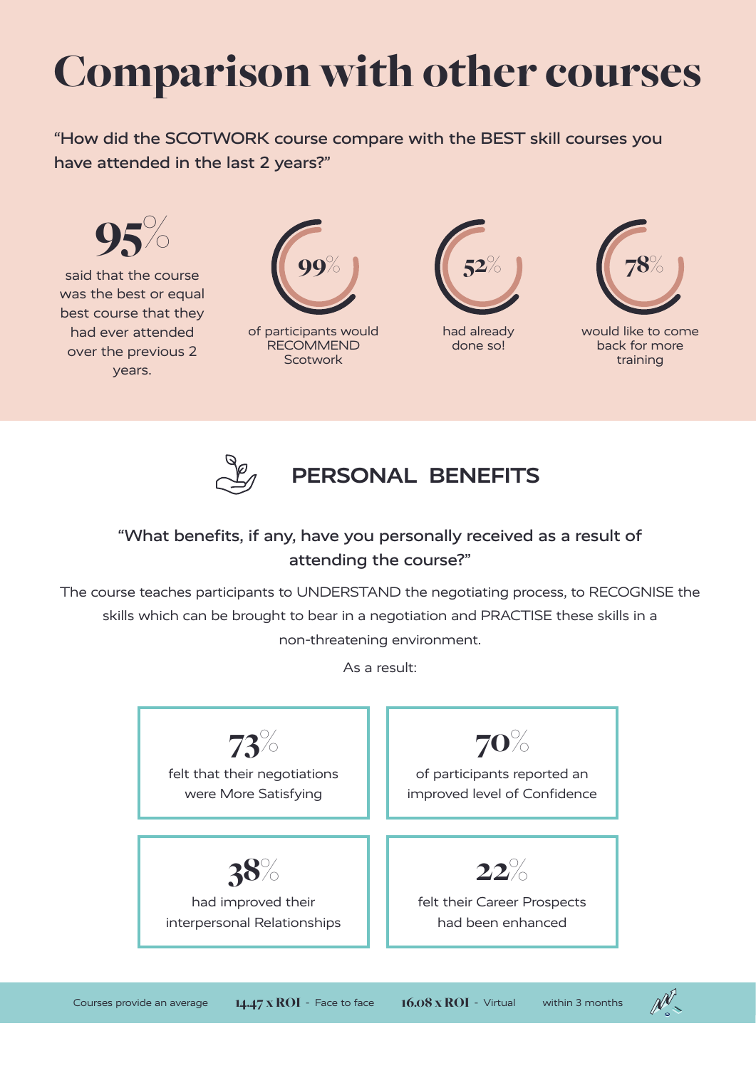# Comparison with other courses

"How did the SCOTWORK course compare with the BEST skill courses you have attended in the last 2 years?"

**95%** said that the course was the best or equal best course that they had ever attended over the previous 2 years.

**99%** of participants would RECOMMEND Scotwork

**52%** had already done so!

**78%** would like to come back for more training

## PERSONAL BENEFITS

"What benefits, if any, have you personally received as a result of attending the course?"

The course teaches participants to UNDERSTAND the negotiating process, to RECOGNISE the skills which can be brought to bear in a negotiation and PRACTISE these skills in a non-threatening environment.

As a result:

**73%** felt that their negotiations were More Satisfying

**70%** of participants reported an improved level of Confidence

**38%** had improved their interpersonal Relationships

**22%** felt their Career Prospects had been enhanced

Courses provide an average **14.47 x ROI** - Face to face **16.08 x ROI** - Virtual within 3 months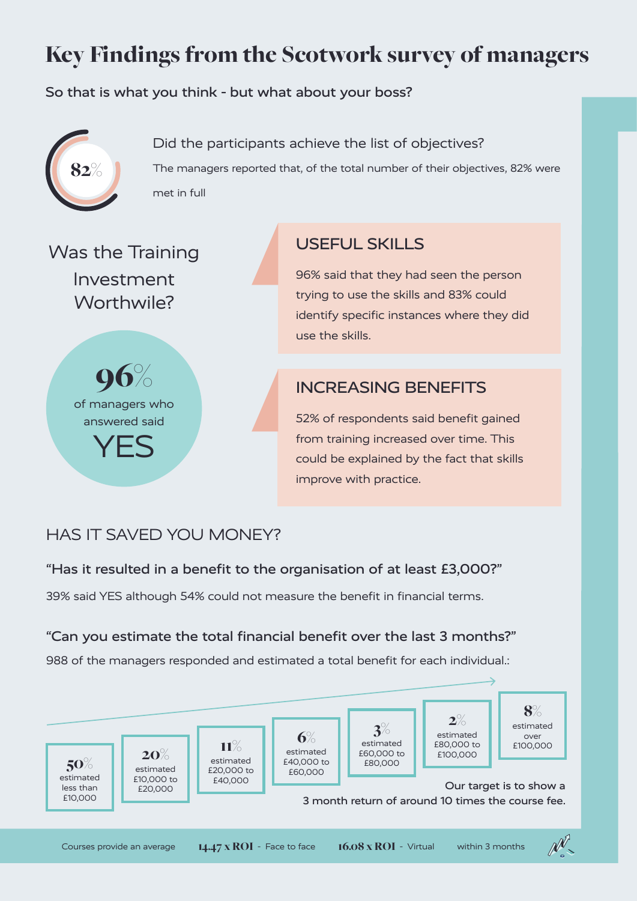# Key Findings from the Scotwork survey of managers

**So that is what you think - but what about your boss?**

82%

Did the participants achieve the list of objectives?

The managers reported that, of the total number of their objectives, 82% were met in full

## Was the Training Investment Worthwile?

**96%** of managers who answered said **YES**

### USEFUL SKILLS

96% said that they had seen the person trying to use the skills and 83% could identify specific instances where they did use the skills.

### INCREASING BENEFITS

52% of respondents said benefit gained from training increased over time. This could be explained by the fact that skills improve with practice.

## HAS IT SAVED YOU MONEY?

**"Has it resulted in a benefit to the organisation of at least £3,000?"**

39% said YES although 54% could not measure the benefit in financial terms.

**"Can you estimate the total financial benefit over the last 3 months?"**

988 of the managers responded and estimated a total benefit for each individual.:

| Percentage | Estimate |
| --- | --- |
| 50% | estimated less than £10,000 |
| 20% | estimated £10,000 to £20,000 |
| 11% | estimated £20,000 to £40,000 |
| 6% | estimated £40,000 to £60,000 |
| 3% | estimated £60,000 to £80,000 |
| 2% | estimated £80,000 to £100,000 |
| 8% | estimated over £100,000 |

Our target is to show a 3 month return of around 10 times the course fee.

Courses provide an average **14.47 x ROI** - Face to face **16.08 x ROI** - Virtual within 3 months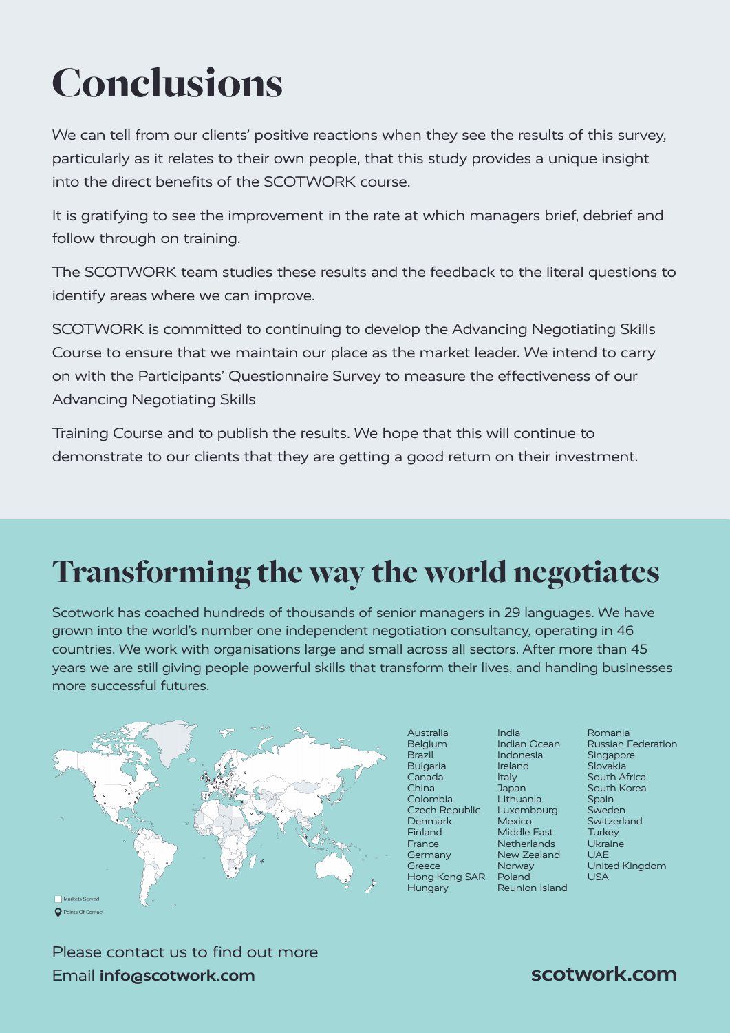# Conclusions

We can tell from our clients' positive reactions when they see the results of this survey, particularly as it relates to their own people, that this study provides a unique insight into the direct benefits of the SCOTWORK course.

It is gratifying to see the improvement in the rate at which managers brief, debrief and follow through on training.

The SCOTWORK team studies these results and the feedback to the literal questions to identify areas where we can improve.

SCOTWORK is committed to continuing to develop the Advancing Negotiating Skills Course to ensure that we maintain our place as the market leader. We intend to carry on with the Participants' Questionnaire Survey to measure the effectiveness of our Advancing Negotiating Skills

Training Course and to publish the results. We hope that this will continue to demonstrate to our clients that they are getting a good return on their investment.

# Transforming the way the world negotiates

Scotwork has coached hundreds of thousands of senior managers in 29 languages. We have grown into the world's number one independent negotiation consultancy, operating in 46 countries. We work with organisations large and small across all sectors. After more than 45 years we are still giving people powerful skills that transform their lives, and handing businesses more successful futures.

Markets Served

Points Of Contact

- Australia
- Belgium
- Brazil
- Bulgaria
- Canada
- China
- Colombia
- Czech Republic
- Denmark
- Finland
- France
- Germany
- Greece
- Hong Kong SAR
- Hungary
- India
- Indian Ocean
- Indonesia
- Ireland
- Italy
- Japan
- Lithuania
- Luxembourg
- Mexico
- Middle East
- Netherlands
- New Zealand
- Norway
- Poland
- Reunion Island
- Romania
- Russian Federation
- Singapore
- Slovakia
- South Africa
- South Korea
- Spain
- Sweden
- Switzerland
- Turkey
- Ukraine
- UAE
- United Kingdom
- USA

Please contact us to find out more
Email **info@scotwork.com**

**scotwork.com**